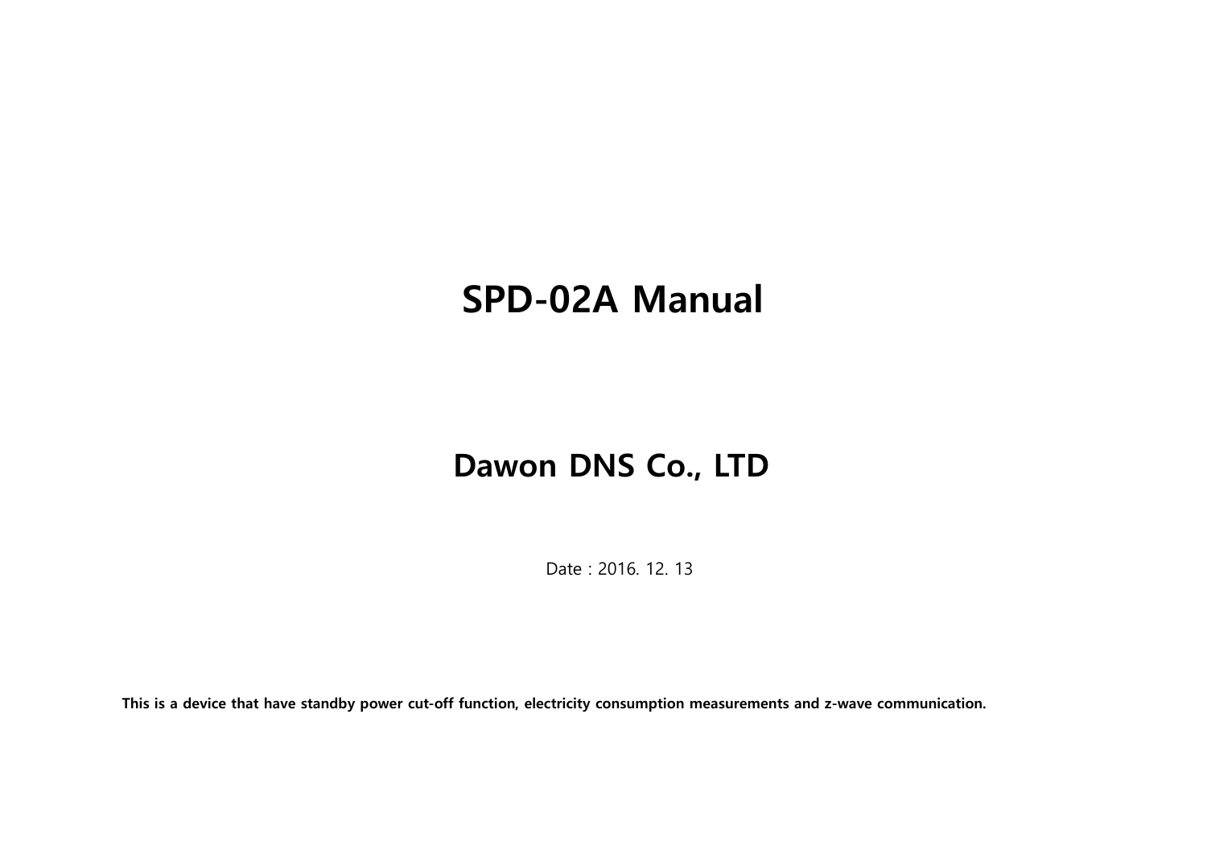# SPD-02A Manual

## Dawon DNS Co., LTD

Date : 2016. 12. 13

**This is a device that have standby power cut-off function, electricity consumption measurements and z-wave communication.**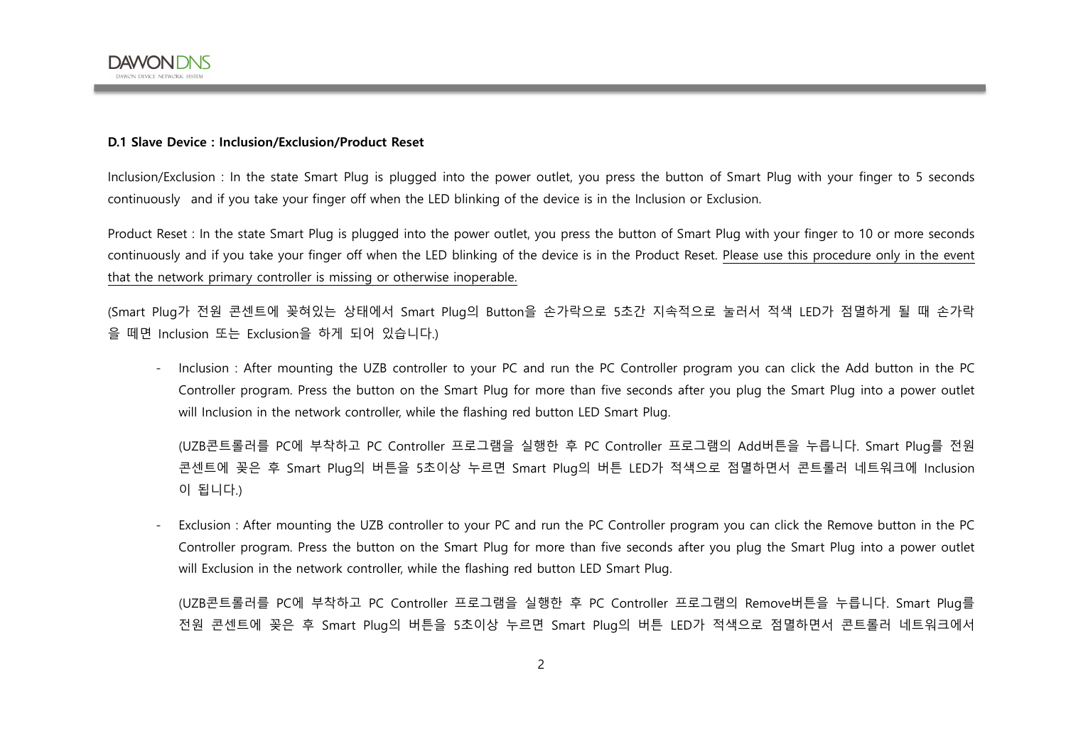**D.1 Slave Device : Inclusion/Exclusion/Product Reset**

Inclusion/Exclusion : In the state Smart Plug is plugged into the power outlet, you press the button of Smart Plug with your finger to 5 seconds continuously  and if you take your finger off when the LED blinking of the device is in the Inclusion or Exclusion.

Product Reset : In the state Smart Plug is plugged into the power outlet, you press the button of Smart Plug with your finger to 10 or more seconds continuously and if you take your finger off when the LED blinking of the device is in the Product Reset. Please use this procedure only in the event that the network primary controller is missing or otherwise inoperable.

(Smart Plug가 전원 콘센트에 꽂혀있는 상태에서 Smart Plug의 Button을 손가락으로 5초간 지속적으로 눌러서 적색 LED가 점멸하게 될 때 손가락을 떼면 Inclusion 또는 Exclusion을 하게 되어 있습니다.)

- Inclusion : After mounting the UZB controller to your PC and run the PC Controller program you can click the Add button in the PC Controller program. Press the button on the Smart Plug for more than five seconds after you plug the Smart Plug into a power outlet will Inclusion in the network controller, while the flashing red button LED Smart Plug.

  (UZB콘트롤러를 PC에 부착하고 PC Controller 프로그램을 실행한 후 PC Controller 프로그램의 Add버튼을 누릅니다. Smart Plug를 전원 콘센트에 꽂은 후 Smart Plug의 버튼을 5초이상 누르면 Smart Plug의 버튼 LED가 적색으로 점멸하면서 콘트롤러 네트워크에 Inclusion이 됩니다.)

- Exclusion : After mounting the UZB controller to your PC and run the PC Controller program you can click the Remove button in the PC Controller program. Press the button on the Smart Plug for more than five seconds after you plug the Smart Plug into a power outlet will Exclusion in the network controller, while the flashing red button LED Smart Plug.

  (UZB콘트롤러를 PC에 부착하고 PC Controller 프로그램을 실행한 후 PC Controller 프로그램의 Remove버튼을 누릅니다. Smart Plug를 전원 콘센트에 꽂은 후 Smart Plug의 버튼을 5초이상 누르면 Smart Plug의 버튼 LED가 적색으로 점멸하면서 콘트롤러 네트워크에서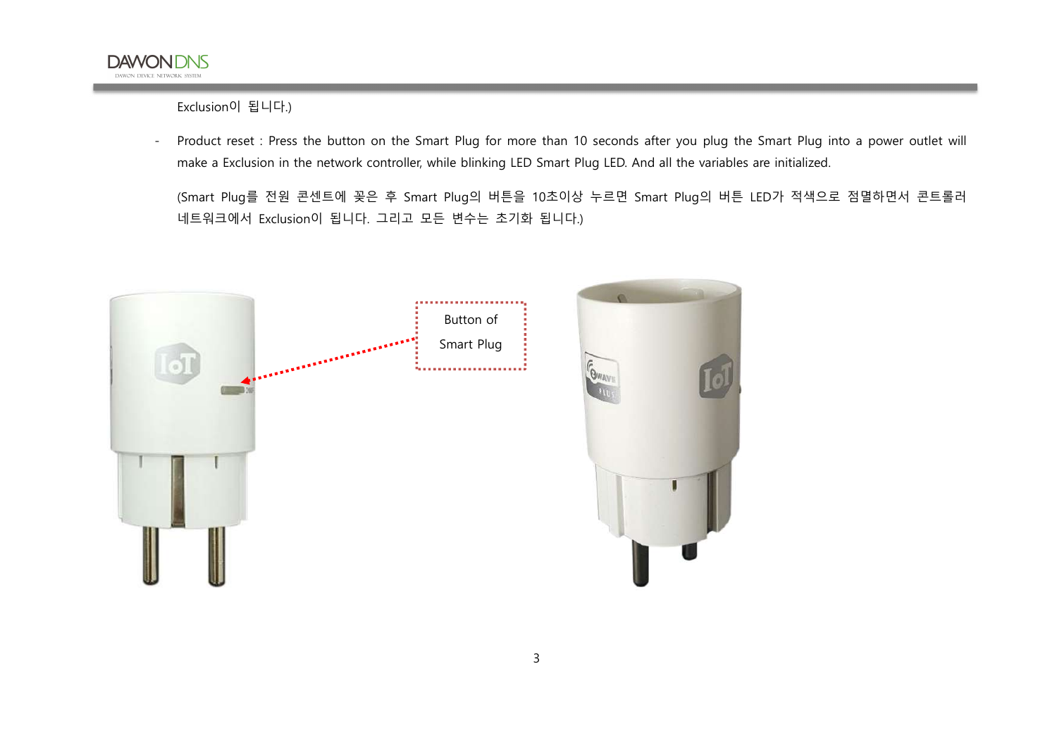Exclusion이 됩니다.)

- Product reset : Press the button on the Smart Plug for more than 10 seconds after you plug the Smart Plug into a power outlet will make a Exclusion in the network controller, while blinking LED Smart Plug LED. And all the variables are initialized.

  (Smart Plug를 전원 콘센트에 꽂은 후 Smart Plug의 버튼을 10초이상 누르면 Smart Plug의 버튼 LED가 적색으로 점멸하면서 콘트롤러 네트워크에서 Exclusion이 됩니다. 그리고 모든 변수는 초기화 됩니다.)

Button of Smart Plug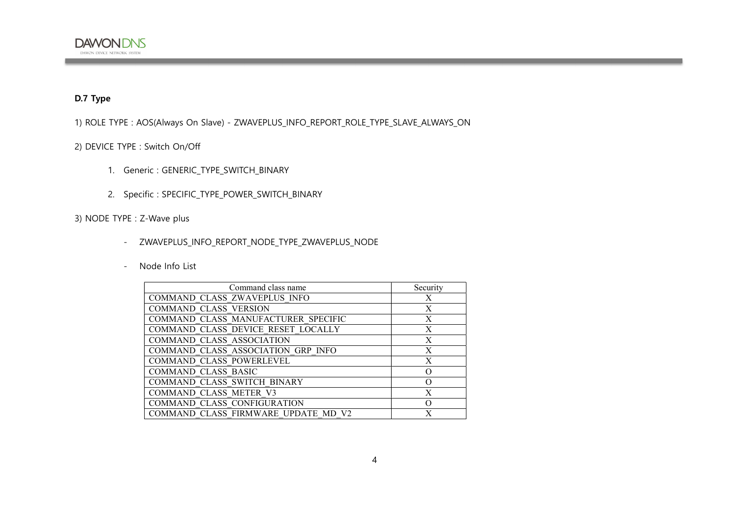**D.7 Type**

1) ROLE TYPE : AOS(Always On Slave) - ZWAVEPLUS_INFO_REPORT_ROLE_TYPE_SLAVE_ALWAYS_ON

2) DEVICE TYPE : Switch On/Off

1. Generic : GENERIC_TYPE_SWITCH_BINARY
2. Specific : SPECIFIC_TYPE_POWER_SWITCH_BINARY

3) NODE TYPE : Z-Wave plus

- ZWAVEPLUS_INFO_REPORT_NODE_TYPE_ZWAVEPLUS_NODE
- Node Info List

| Command class name | Security |
| --- | --- |
| COMMAND_CLASS_ZWAVEPLUS_INFO | X |
| COMMAND_CLASS_VERSION | X |
| COMMAND_CLASS_MANUFACTURER_SPECIFIC | X |
| COMMAND_CLASS_DEVICE_RESET_LOCALLY | X |
| COMMAND_CLASS_ASSOCIATION | X |
| COMMAND_CLASS_ASSOCIATION_GRP_INFO | X |
| COMMAND_CLASS_POWERLEVEL | X |
| COMMAND_CLASS_BASIC | O |
| COMMAND_CLASS_SWITCH_BINARY | O |
| COMMAND_CLASS_METER_V3 | X |
| COMMAND_CLASS_CONFIGURATION | O |
| COMMAND_CLASS_FIRMWARE_UPDATE_MD_V2 | X |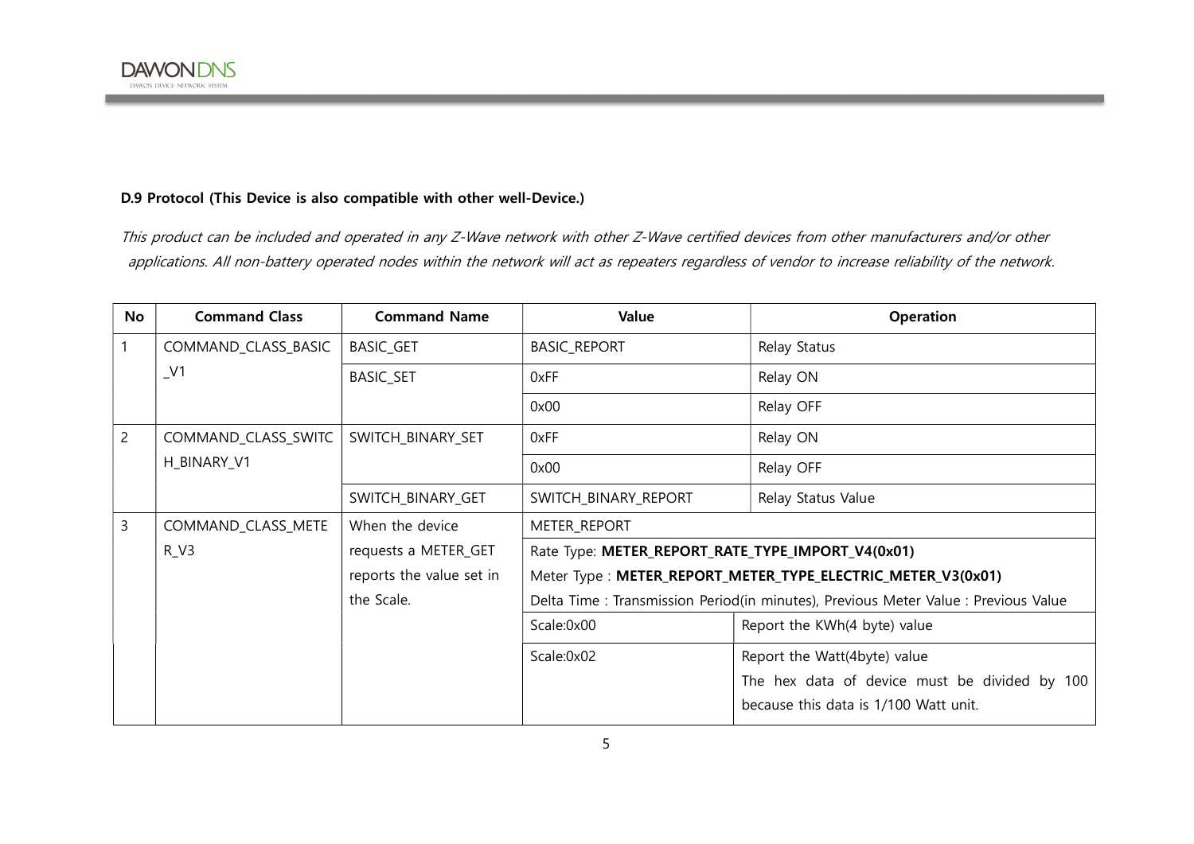**D.9 Protocol (This Device is also compatible with other well-Device.)**

*This product can be included and operated in any Z-Wave network with other Z-Wave certified devices from other manufacturers and/or other applications. All non-battery operated nodes within the network will act as repeaters regardless of vendor to increase reliability of the network.*

| No | Command Class | Command Name | Value | Operation |
|---|---|---|---|---|
| 1 | COMMAND_CLASS_BASIC_V1 | BASIC_GET | BASIC_REPORT | Relay Status |
| | | BASIC_SET | 0xFF | Relay ON |
| | | | 0x00 | Relay OFF |
| 2 | COMMAND_CLASS_SWITCH_BINARY_V1 | SWITCH_BINARY_SET | 0xFF | Relay ON |
| | | | 0x00 | Relay OFF |
| | | SWITCH_BINARY_GET | SWITCH_BINARY_REPORT | Relay Status Value |
| 3 | COMMAND_CLASS_METER_V3 | When the device requests a METER_GET reports the value set in the Scale. | METER_REPORT<br>Rate Type: **METER_REPORT_RATE_TYPE_IMPORT_V4(0x01)**<br>Meter Type : **METER_REPORT_METER_TYPE_ELECTRIC_METER_V3(0x01)**<br>Delta Time : Transmission Period(in minutes), Previous Meter Value : Previous Value | |
| | | | Scale:0x00 | Report the KWh(4 byte) value |
| | | | Scale:0x02 | Report the Watt(4byte) value<br>The hex data of device must be divided by 100 because this data is 1/100 Watt unit. |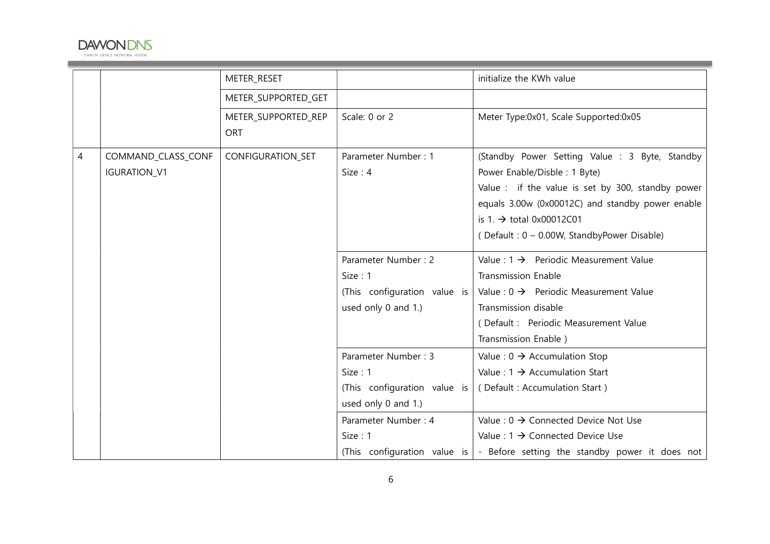| | | | | |
|---|---|---|---|---|
| | | METER_RESET | | initialize the KWh value |
| | | METER_SUPPORTED_GET | | |
| | | METER_SUPPORTED_REPORT | Scale: 0 or 2 | Meter Type:0x01, Scale Supported:0x05 |
| 4 | COMMAND_CLASS_CONFIGURATION_V1 | CONFIGURATION_SET | Parameter Number : 1<br>Size : 4 | (Standby Power Setting Value : 3 Byte, Standby Power Enable/Disble : 1 Byte)<br>Value : if the value is set by 300, standby power equals 3.00w (0x00012C) and standby power enable is 1. → total 0x00012C01<br>( Default : 0 – 0.00W, StandbyPower Disable) |
| | | | Parameter Number : 2<br>Size : 1<br>(This configuration value is used only 0 and 1.) | Value : 1 → Periodic Measurement Value Transmission Enable<br>Value : 0 → Periodic Measurement Value Transmission disable<br>( Default : Periodic Measurement Value Transmission Enable ) |
| | | | Parameter Number : 3<br>Size : 1<br>(This configuration value is used only 0 and 1.) | Value : 0 → Accumulation Stop<br>Value : 1 → Accumulation Start<br>( Default : Accumulation Start ) |
| | | | Parameter Number : 4<br>Size : 1<br>(This configuration value is | Value : 0 → Connected Device Not Use<br>Value : 1 → Connected Device Use<br>- Before setting the standby power it does not |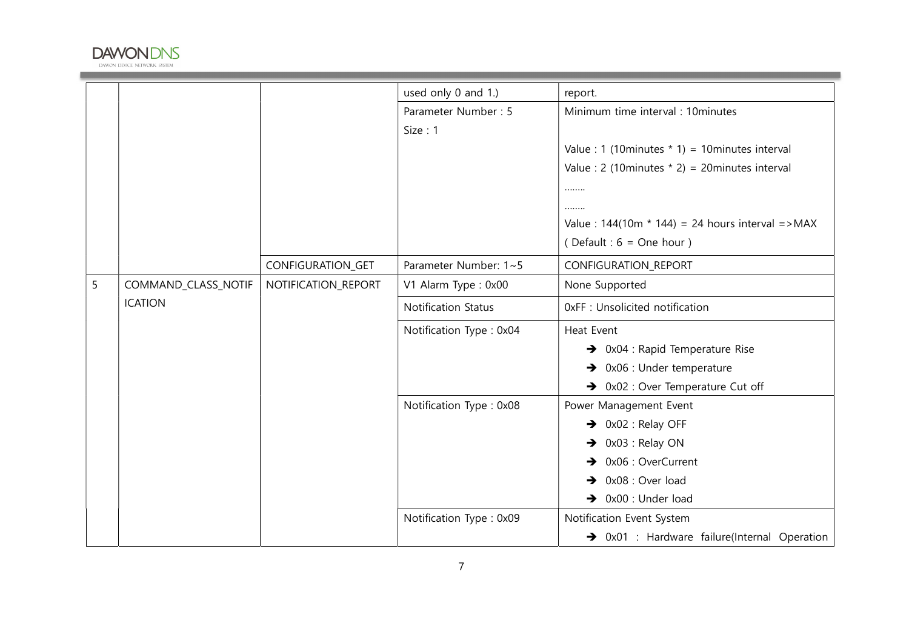| | | | | |
|---|---|---|---|---|
| | | | used only 0 and 1.) | report. |
| | | | Parameter Number : 5<br>Size : 1 | Minimum time interval : 10minutes<br><br>Value : 1 (10minutes * 1) = 10minutes interval<br>Value : 2 (10minutes * 2) = 20minutes interval<br>........<br>........<br>Value : 144(10m * 144) = 24 hours interval =>MAX<br>( Default : 6 = One hour ) |
| | | CONFIGURATION_GET | Parameter Number: 1~5 | CONFIGURATION_REPORT |
| 5 | COMMAND_CLASS_NOTIFICATION | NOTIFICATION_REPORT | V1 Alarm Type : 0x00 | None Supported |
| | | | Notification Status | 0xFF : Unsolicited notification |
| | | | Notification Type : 0x04 | Heat Event<br>➔ 0x04 : Rapid Temperature Rise<br>➔ 0x06 : Under temperature<br>➔ 0x02 : Over Temperature Cut off |
| | | | Notification Type : 0x08 | Power Management Event<br>➔ 0x02 : Relay OFF<br>➔ 0x03 : Relay ON<br>➔ 0x06 : OverCurrent<br>➔ 0x08 : Over load<br>➔ 0x00 : Under load |
| | | | Notification Type : 0x09 | Notification Event System<br>➔ 0x01 : Hardware failure(Internal Operation |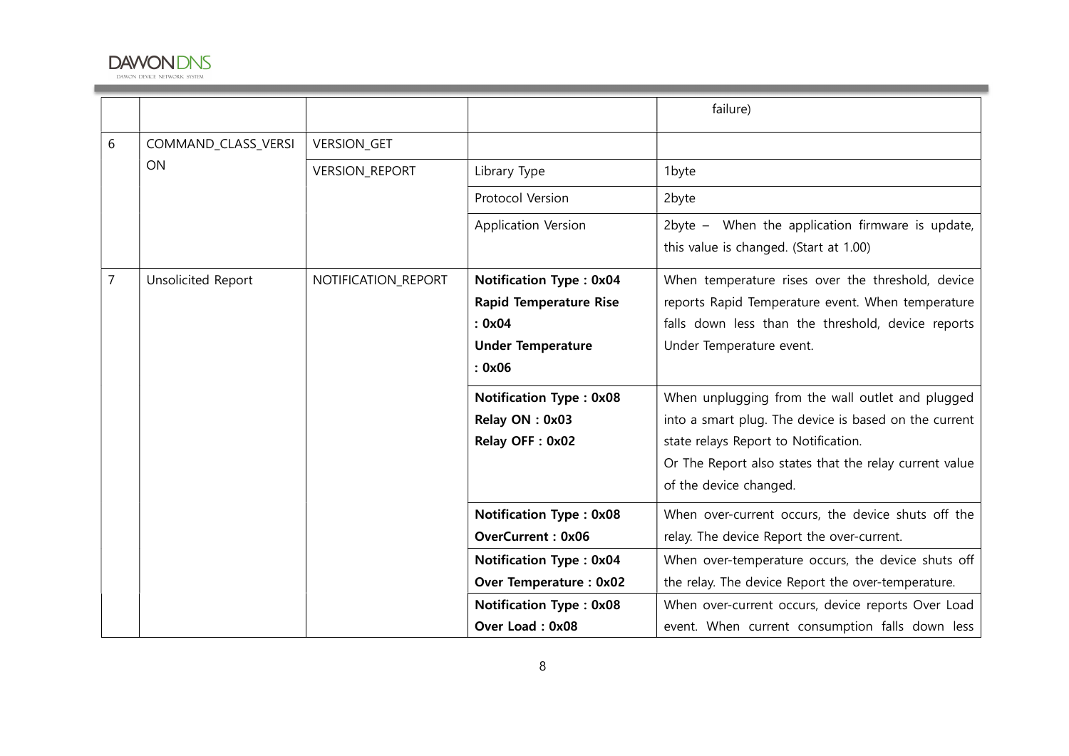| | | | | |
|---|---|---|---|---|
| | | | | failure) |
| 6 | COMMAND_CLASS_VERSION | VERSION_GET | | |
| | | VERSION_REPORT | Library Type | 1byte |
| | | | Protocol Version | 2byte |
| | | | Application Version | 2byte – When the application firmware is update, this value is changed. (Start at 1.00) |
| 7 | Unsolicited Report | NOTIFICATION_REPORT | **Notification Type : 0x04**<br>**Rapid Temperature Rise : 0x04**<br>**Under Temperature : 0x06** | When temperature rises over the threshold, device reports Rapid Temperature event. When temperature falls down less than the threshold, device reports Under Temperature event. |
| | | | **Notification Type : 0x08**<br>**Relay ON : 0x03**<br>**Relay OFF : 0x02** | When unplugging from the wall outlet and plugged into a smart plug. The device is based on the current state relays Report to Notification.<br>Or The Report also states that the relay current value of the device changed. |
| | | | **Notification Type : 0x08**<br>**OverCurrent : 0x06** | When over-current occurs, the device shuts off the relay. The device Report the over-current. |
| | | | **Notification Type : 0x04**<br>**Over Temperature : 0x02** | When over-temperature occurs, the device shuts off the relay. The device Report the over-temperature. |
| | | | **Notification Type : 0x08**<br>**Over Load : 0x08** | When over-current occurs, device reports Over Load event. When current consumption falls down less |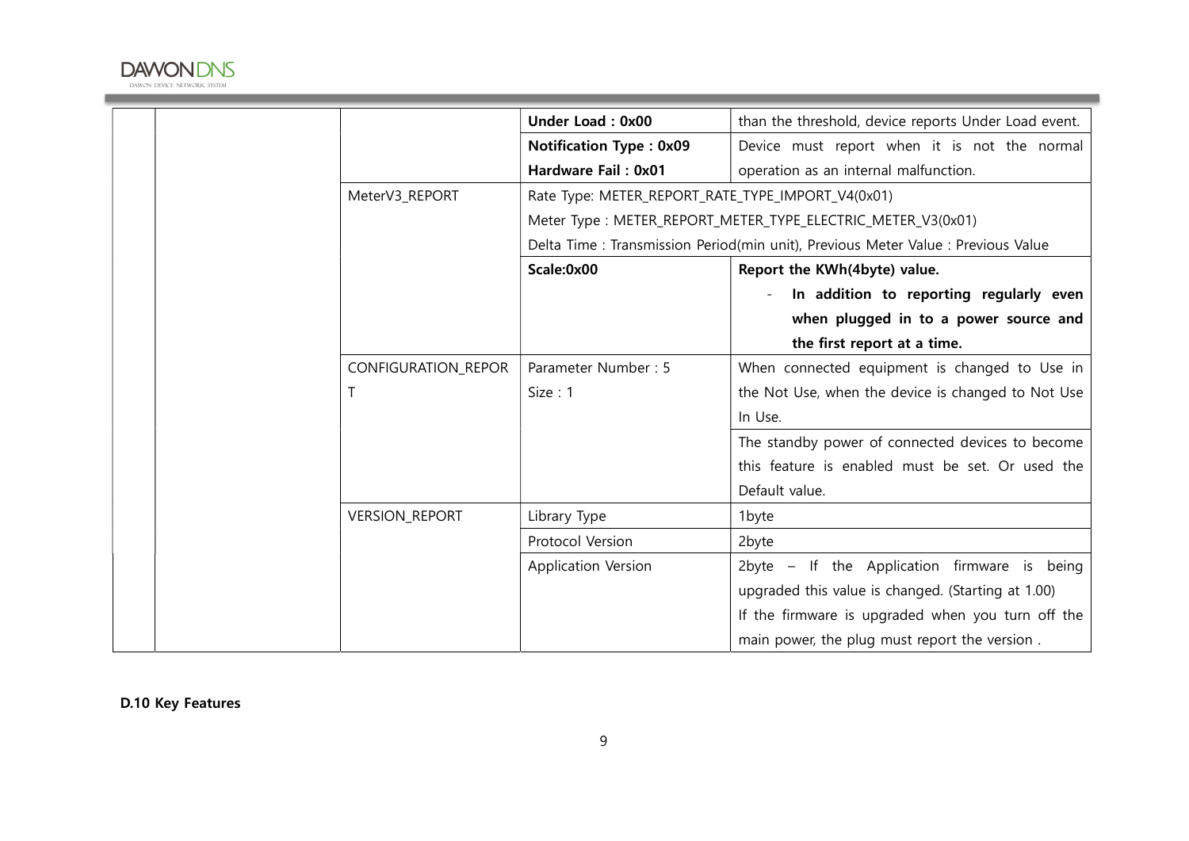| | | | | |
|---|---|---|---|---|
| | | | **Under Load : 0x00** | than the threshold, device reports Under Load event. |
| | | | **Notification Type : 0x09** **Hardware Fail : 0x01** | Device must report when it is not the normal operation as an internal malfunction. |
| | | MeterV3_REPORT | Rate Type: METER_REPORT_RATE_TYPE_IMPORT_V4(0x01) Meter Type : METER_REPORT_METER_TYPE_ELECTRIC_METER_V3(0x01) Delta Time : Transmission Period(min unit), Previous Meter Value : Previous Value | |
| | | | **Scale:0x00** | **Report the KWh(4byte) value.** - **In addition to reporting regularly even when plugged in to a power source and the first report at a time.** |
| | | CONFIGURATION_REPORT | Parameter Number : 5 Size : 1 | When connected equipment is changed to Use in the Not Use, when the device is changed to Not Use In Use. |
| | | | | The standby power of connected devices to become this feature is enabled must be set. Or used the Default value. |
| | | VERSION_REPORT | Library Type | 1byte |
| | | | Protocol Version | 2byte |
| | | | Application Version | 2byte – If the Application firmware is being upgraded this value is changed. (Starting at 1.00) If the firmware is upgraded when you turn off the main power, the plug must report the version . |

**D.10 Key Features**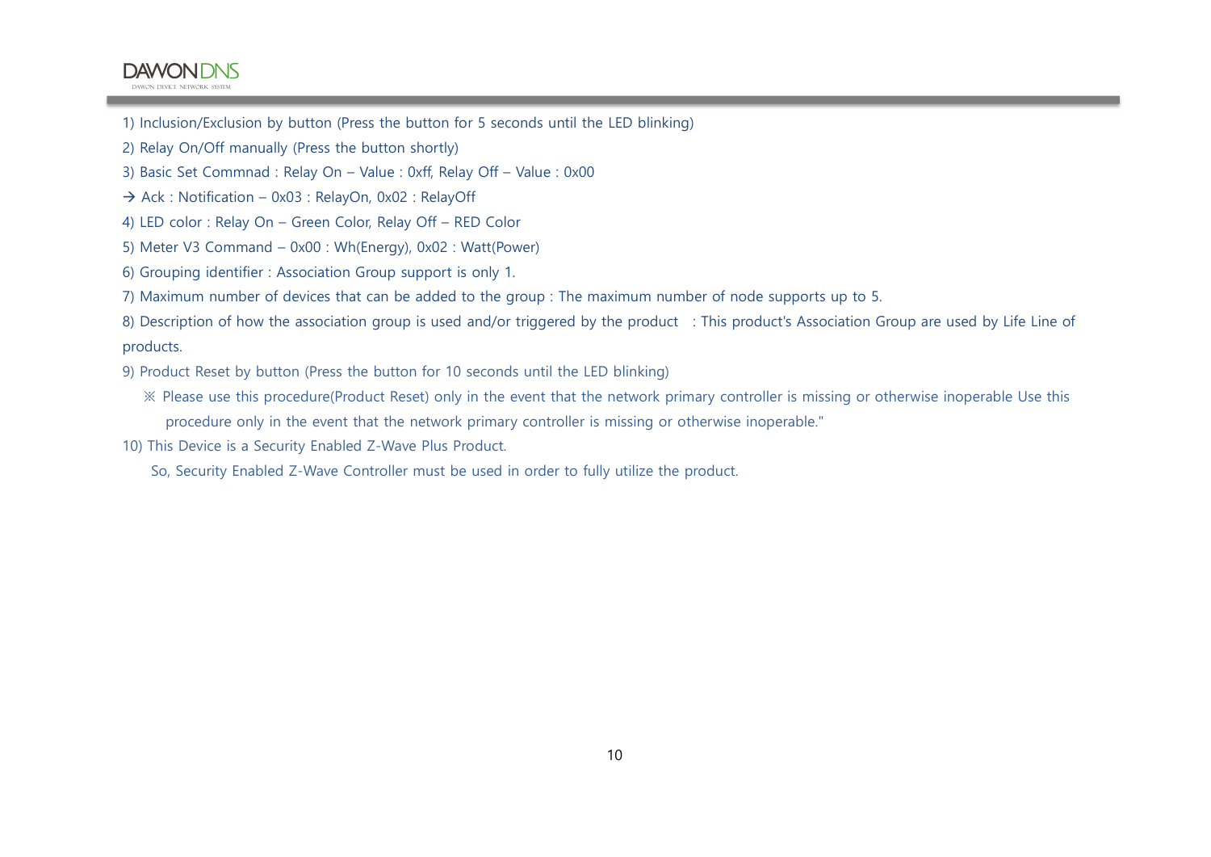1) Inclusion/Exclusion by button (Press the button for 5 seconds until the LED blinking)

2) Relay On/Off manually (Press the button shortly)

3) Basic Set Commnad : Relay On – Value : 0xff, Relay Off – Value : 0x00

→ Ack : Notification – 0x03 : RelayOn, 0x02 : RelayOff

4) LED color : Relay On – Green Color, Relay Off – RED Color

5) Meter V3 Command – 0x00 : Wh(Energy), 0x02 : Watt(Power)

6) Grouping identifier : Association Group support is only 1.

7) Maximum number of devices that can be added to the group : The maximum number of node supports up to 5.

8) Description of how the association group is used and/or triggered by the product : This product's Association Group are used by Life Line of products.

9) Product Reset by button (Press the button for 10 seconds until the LED blinking)

※ Please use this procedure(Product Reset) only in the event that the network primary controller is missing or otherwise inoperable Use this procedure only in the event that the network primary controller is missing or otherwise inoperable."

10) This Device is a Security Enabled Z-Wave Plus Product.

So, Security Enabled Z-Wave Controller must be used in order to fully utilize the product.